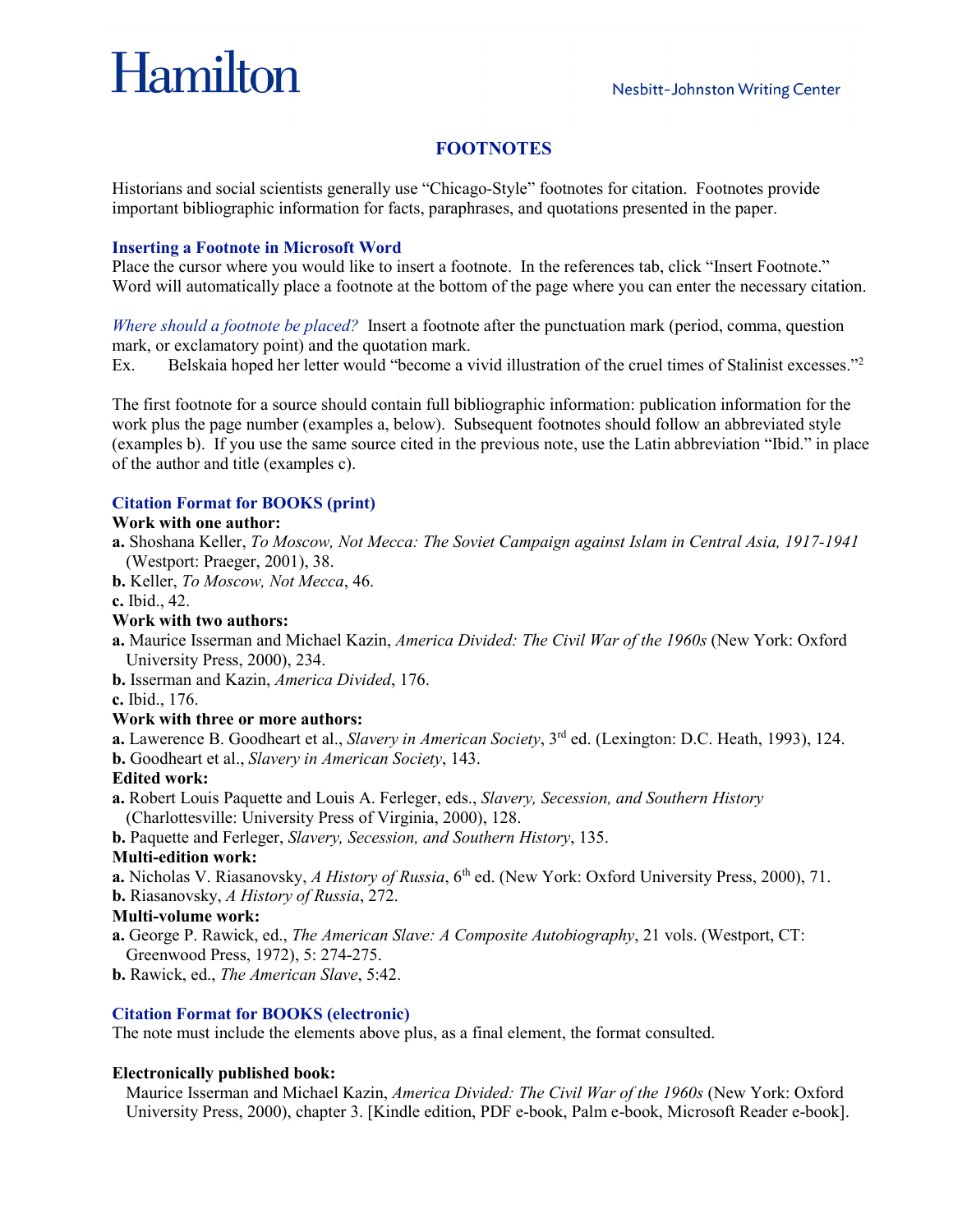Hamilton

Nesbitt-Johnston Writing Center

# FOOTNOTES

Historians and social scientists generally use "Chicago-Style" footnotes for citation. Footnotes provide important bibliographic information for facts, paraphrases, and quotations presented in the paper.

## Inserting a Footnote in Microsoft Word

Place the cursor where you would like to insert a footnote. In the references tab, click "Insert Footnote." Word will automatically place a footnote at the bottom of the page where you can enter the necessary citation.

*Where should a footnote be placed?* Insert a footnote after the punctuation mark (period, comma, question mark, or exclamatory point) and the quotation mark.

Ex. Belskaia hoped her letter would "become a vivid illustration of the cruel times of Stalinist excesses."[2]

The first footnote for a source should contain full bibliographic information: publication information for the work plus the page number (examples a, below). Subsequent footnotes should follow an abbreviated style (examples b). If you use the same source cited in the previous note, use the Latin abbreviation "Ibid." in place of the author and title (examples c).

## Citation Format for BOOKS (print)

**Work with one author:**

**a.** Shoshana Keller, *To Moscow, Not Mecca: The Soviet Campaign against Islam in Central Asia, 1917-1941* (Westport: Praeger, 2001), 38.

**b.** Keller, *To Moscow, Not Mecca*, 46.

**c.** Ibid., 42.

**Work with two authors:**

**a.** Maurice Isserman and Michael Kazin, *America Divided: The Civil War of the 1960s* (New York: Oxford University Press, 2000), 234.

**b.** Isserman and Kazin, *America Divided*, 176.

**c.** Ibid., 176.

**Work with three or more authors:**

**a.** Lawerence B. Goodheart et al., *Slavery in American Society*, 3rd ed. (Lexington: D.C. Heath, 1993), 124.

**b.** Goodheart et al., *Slavery in American Society*, 143.

**Edited work:**

**a.** Robert Louis Paquette and Louis A. Ferleger, eds., *Slavery, Secession, and Southern History* (Charlottesville: University Press of Virginia, 2000), 128.

**b.** Paquette and Ferleger, *Slavery, Secession, and Southern History*, 135.

**Multi-edition work:**

**a.** Nicholas V. Riasanovsky, *A History of Russia*, 6th ed. (New York: Oxford University Press, 2000), 71.

**b.** Riasanovsky, *A History of Russia*, 272.

**Multi-volume work:**

**a.** George P. Rawick, ed., *The American Slave: A Composite Autobiography*, 21 vols. (Westport, CT: Greenwood Press, 1972), 5: 274-275.

**b.** Rawick, ed., *The American Slave*, 5:42.

## Citation Format for BOOKS (electronic)

The note must include the elements above plus, as a final element, the format consulted.

**Electronically published book:**

Maurice Isserman and Michael Kazin, *America Divided: The Civil War of the 1960s* (New York: Oxford University Press, 2000), chapter 3. [Kindle edition, PDF e-book, Palm e-book, Microsoft Reader e-book].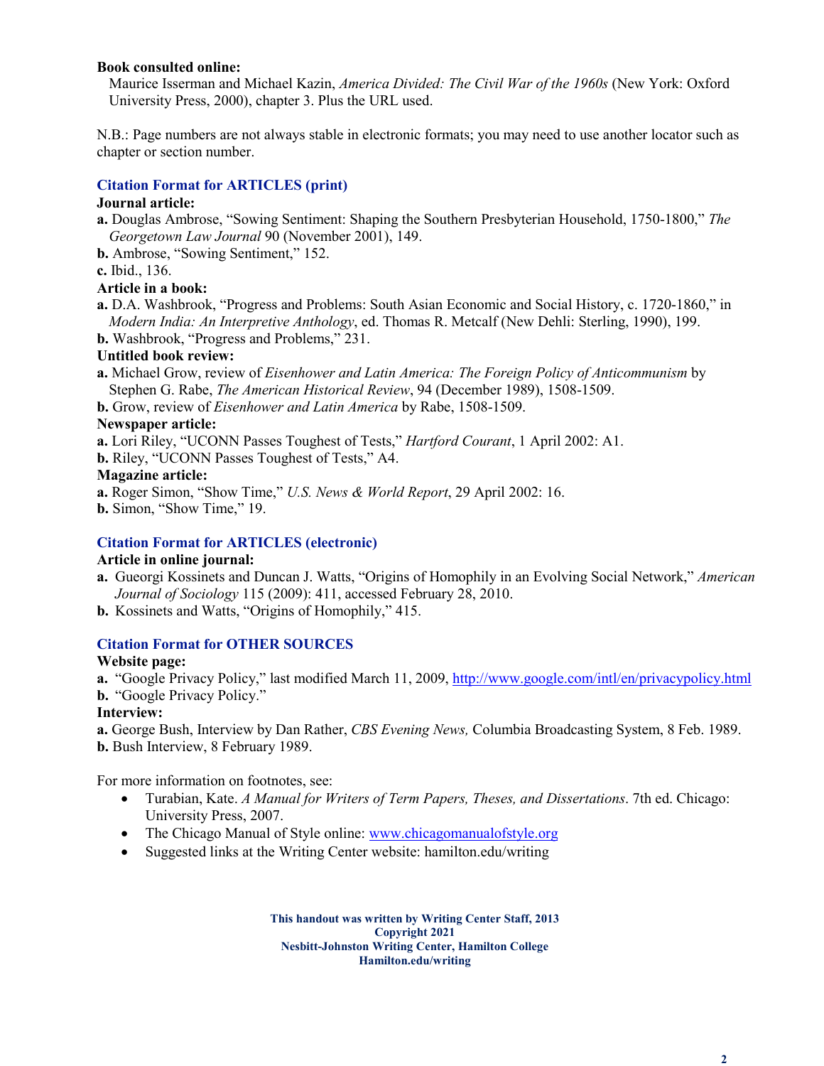**Book consulted online:**

Maurice Isserman and Michael Kazin, *America Divided: The Civil War of the 1960s* (New York: Oxford University Press, 2000), chapter 3. Plus the URL used.

N.B.: Page numbers are not always stable in electronic formats; you may need to use another locator such as chapter or section number.

## Citation Format for ARTICLES (print)

**Journal article:**

**a.** Douglas Ambrose, "Sowing Sentiment: Shaping the Southern Presbyterian Household, 1750-1800," *The Georgetown Law Journal* 90 (November 2001), 149.

**b.** Ambrose, "Sowing Sentiment," 152.

**c.** Ibid., 136.

**Article in a book:**

**a.** D.A. Washbrook, "Progress and Problems: South Asian Economic and Social History, c. 1720-1860," in *Modern India: An Interpretive Anthology*, ed. Thomas R. Metcalf (New Dehli: Sterling, 1990), 199.

**b.** Washbrook, "Progress and Problems," 231.

**Untitled book review:**

**a.** Michael Grow, review of *Eisenhower and Latin America: The Foreign Policy of Anticommunism* by Stephen G. Rabe, *The American Historical Review*, 94 (December 1989), 1508-1509.

**b.** Grow, review of *Eisenhower and Latin America* by Rabe, 1508-1509.

**Newspaper article:**

**a.** Lori Riley, "UCONN Passes Toughest of Tests," *Hartford Courant*, 1 April 2002: A1.

**b.** Riley, "UCONN Passes Toughest of Tests," A4.

**Magazine article:**

**a.** Roger Simon, "Show Time," *U.S. News & World Report*, 29 April 2002: 16.

**b.** Simon, "Show Time," 19.

## Citation Format for ARTICLES (electronic)

**Article in online journal:**

**a.** Gueorgi Kossinets and Duncan J. Watts, "Origins of Homophily in an Evolving Social Network," *American Journal of Sociology* 115 (2009): 411, accessed February 28, 2010.

**b.** Kossinets and Watts, "Origins of Homophily," 415.

## Citation Format for OTHER SOURCES

**Website page:**

**a.** "Google Privacy Policy," last modified March 11, 2009, http://www.google.com/intl/en/privacypolicy.html

**b.** "Google Privacy Policy."

**Interview:**

**a.** George Bush, Interview by Dan Rather, *CBS Evening News,* Columbia Broadcasting System, 8 Feb. 1989.

**b.** Bush Interview, 8 February 1989.

For more information on footnotes, see:

- Turabian, Kate. *A Manual for Writers of Term Papers, Theses, and Dissertations*. 7th ed. Chicago: University Press, 2007.
- The Chicago Manual of Style online: www.chicagomanualofstyle.org
- Suggested links at the Writing Center website: hamilton.edu/writing

**This handout was written by Writing Center Staff, 2013**
**Copyright 2021**
**Nesbitt-Johnston Writing Center, Hamilton College**
**Hamilton.edu/writing**